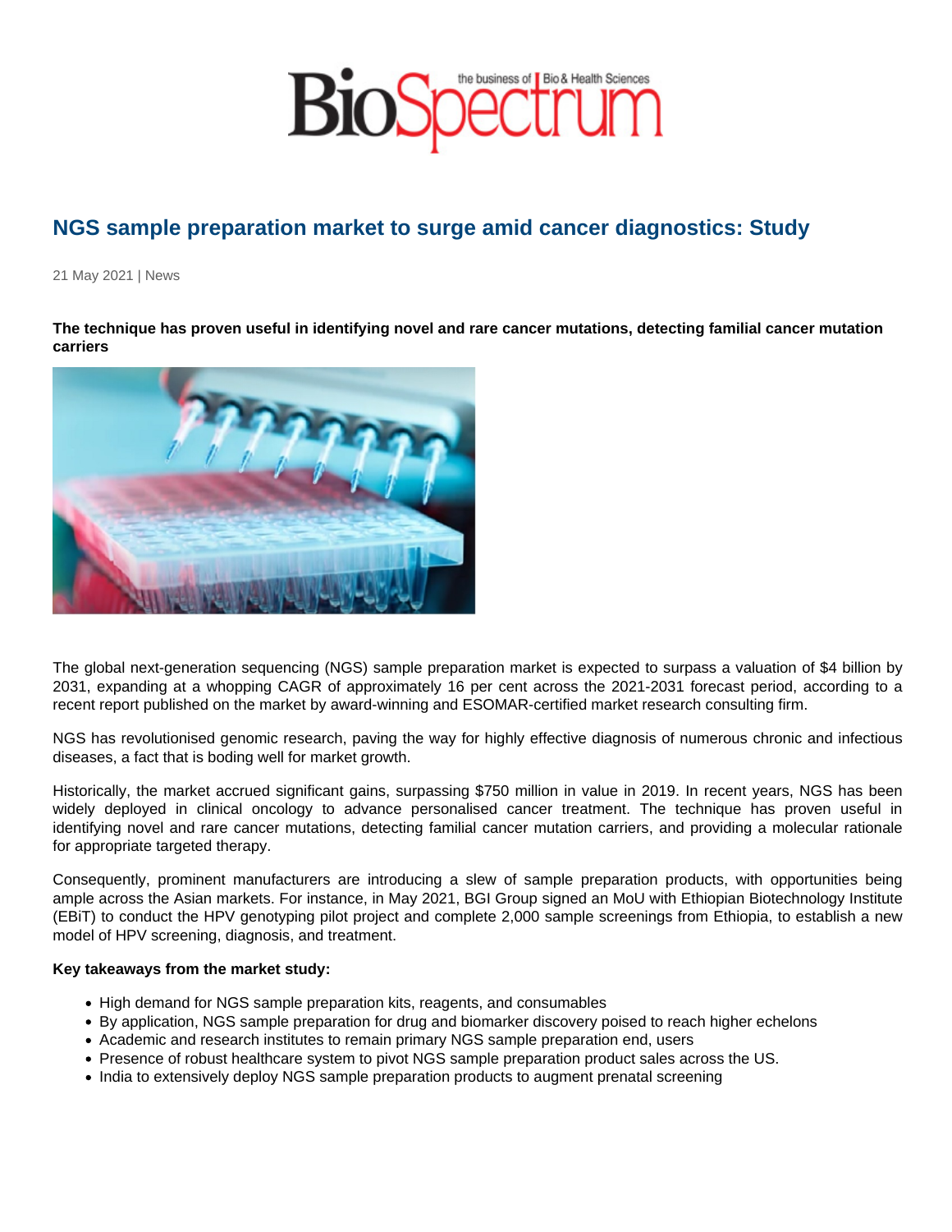# NGS sample preparation market to surge amid cancer diagnostics: Study

21 May 2021 | News

**The technique has proven useful in identifying novel and rare cancer mutations, detecting familial cancer mutation carriers**

The global next-generation sequencing (NGS) sample preparation market is expected to surpass a valuation of $4 billion by 2031, expanding at a whopping CAGR of approximately 16 per cent across the 2021-2031 forecast period, according to a recent report published on the market by award-winning and ESOMAR-certified market research consulting firm.

NGS has revolutionised genomic research, paving the way for highly effective diagnosis of numerous chronic and infectious diseases, a fact that is boding well for market growth.

Historically, the market accrued significant gains, surpassing $750 million in value in 2019. In recent years, NGS has been widely deployed in clinical oncology to advance personalised cancer treatment. The technique has proven useful in identifying novel and rare cancer mutations, detecting familial cancer mutation carriers, and providing a molecular rationale for appropriate targeted therapy.

Consequently, prominent manufacturers are introducing a slew of sample preparation products, with opportunities being ample across the Asian markets. For instance, in May 2021, BGI Group signed an MoU with Ethiopian Biotechnology Institute (EBiT) to conduct the HPV genotyping pilot project and complete 2,000 sample screenings from Ethiopia, to establish a new model of HPV screening, diagnosis, and treatment.

**Key takeaways from the market study:**

- High demand for NGS sample preparation kits, reagents, and consumables
- By application, NGS sample preparation for drug and biomarker discovery poised to reach higher echelons
- Academic and research institutes to remain primary NGS sample preparation end, users
- Presence of robust healthcare system to pivot NGS sample preparation product sales across the US.
- India to extensively deploy NGS sample preparation products to augment prenatal screening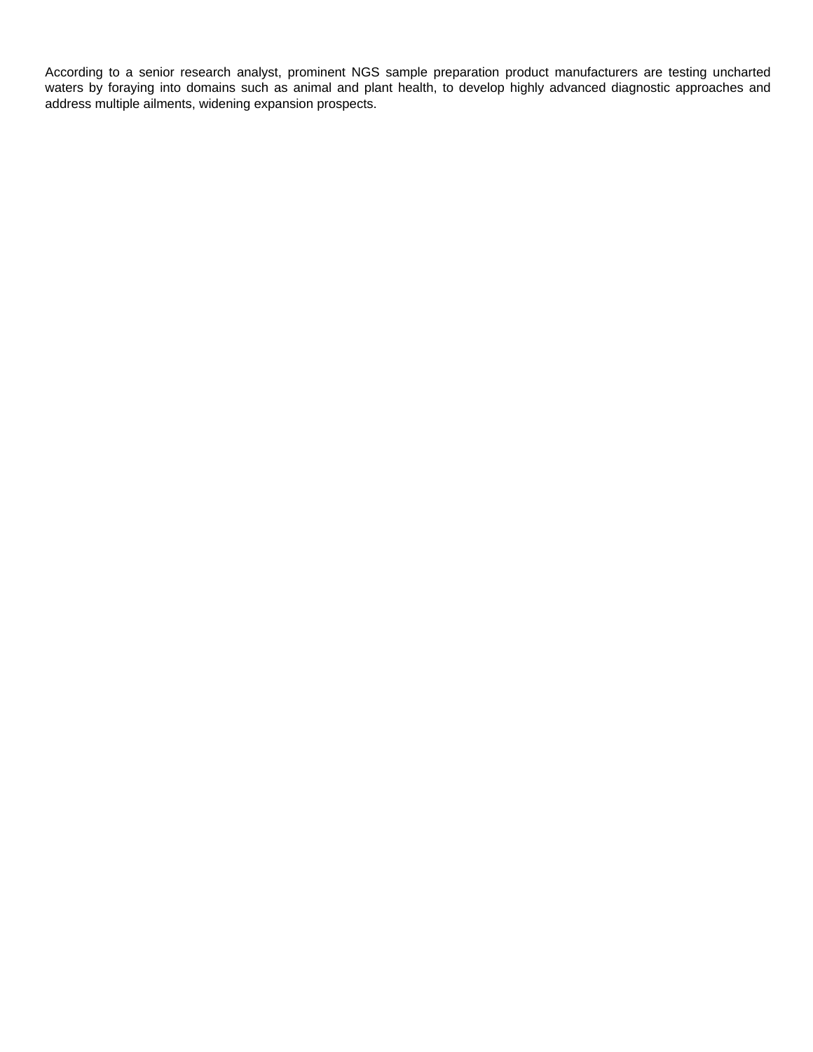According to a senior research analyst, prominent NGS sample preparation product manufacturers are testing uncharted waters by foraying into domains such as animal and plant health, to develop highly advanced diagnostic approaches and address multiple ailments, widening expansion prospects.